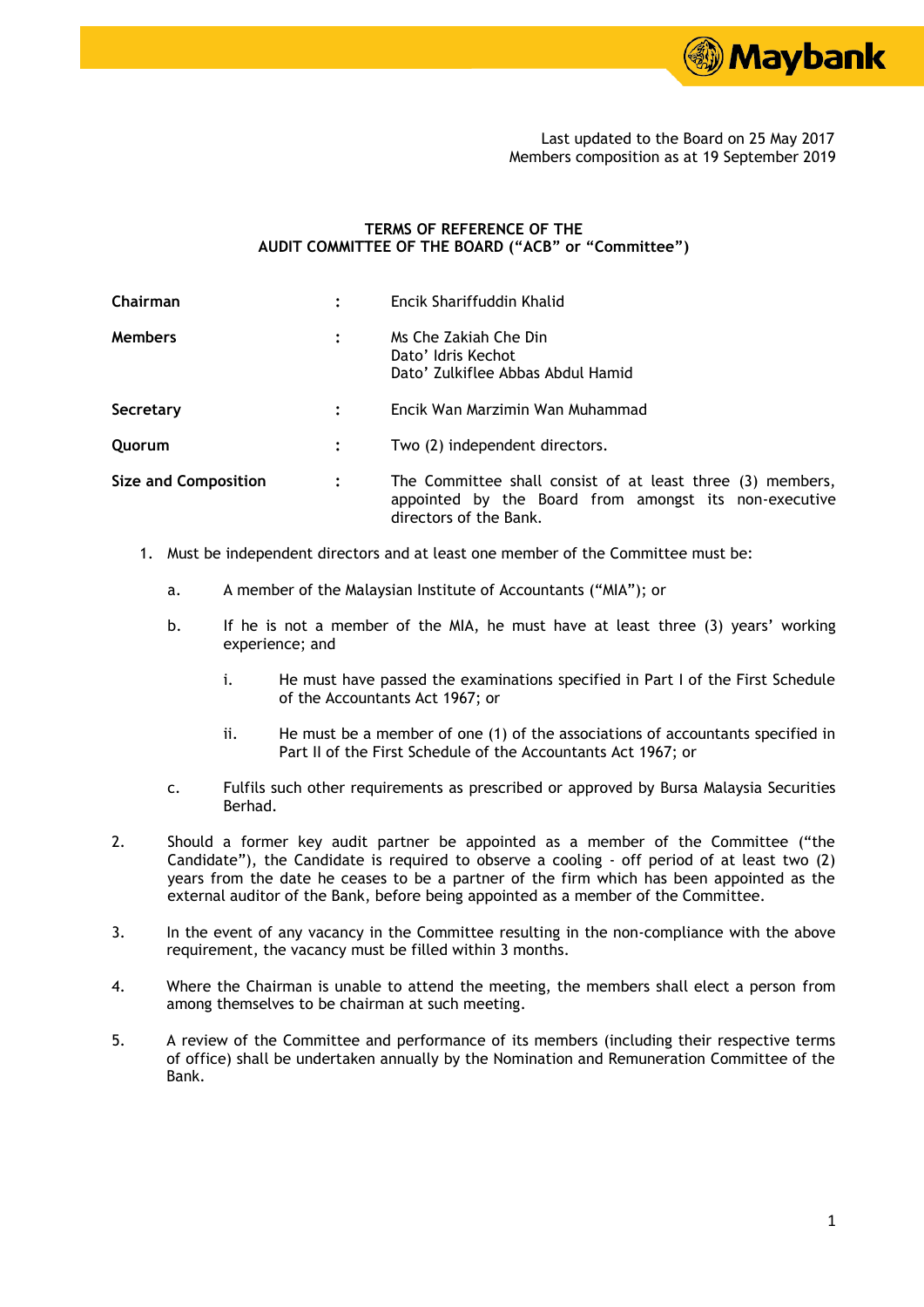Last updated to the Board on 25 May 2017
Members composition as at 19 September 2019

# TERMS OF REFERENCE OF THE AUDIT COMMITTEE OF THE BOARD ("ACB" or "Committee")

| | | |
|---|---|---|
| **Chairman** | : | Encik Shariffuddin Khalid |
| **Members** | : | Ms Che Zakiah Che Din<br>Dato' Idris Kechot<br>Dato' Zulkiflee Abbas Abdul Hamid |
| **Secretary** | : | Encik Wan Marzimin Wan Muhammad |
| **Quorum** | : | Two (2) independent directors. |
| **Size and Composition** | : | The Committee shall consist of at least three (3) members, appointed by the Board from amongst its non-executive directors of the Bank. |

1. Must be independent directors and at least one member of the Committee must be:

    a. A member of the Malaysian Institute of Accountants ("MIA"); or

    b. If he is not a member of the MIA, he must have at least three (3) years' working experience; and

        i. He must have passed the examinations specified in Part I of the First Schedule of the Accountants Act 1967; or

        ii. He must be a member of one (1) of the associations of accountants specified in Part II of the First Schedule of the Accountants Act 1967; or

    c. Fulfils such other requirements as prescribed or approved by Bursa Malaysia Securities Berhad.

2. Should a former key audit partner be appointed as a member of the Committee ("the Candidate"), the Candidate is required to observe a cooling - off period of at least two (2) years from the date he ceases to be a partner of the firm which has been appointed as the external auditor of the Bank, before being appointed as a member of the Committee.

3. In the event of any vacancy in the Committee resulting in the non-compliance with the above requirement, the vacancy must be filled within 3 months.

4. Where the Chairman is unable to attend the meeting, the members shall elect a person from among themselves to be chairman at such meeting.

5. A review of the Committee and performance of its members (including their respective terms of office) shall be undertaken annually by the Nomination and Remuneration Committee of the Bank.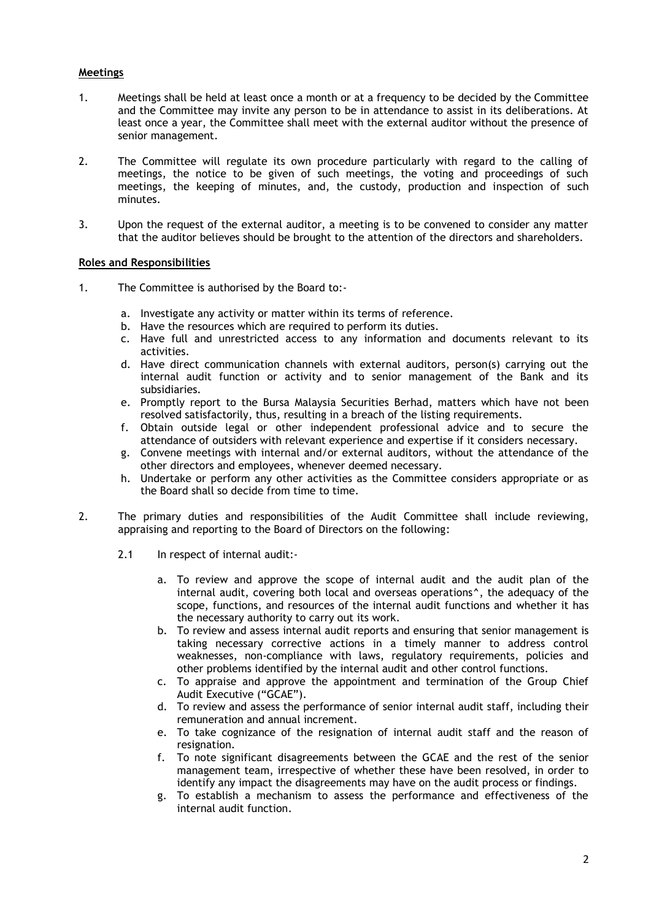**Meetings**

1. Meetings shall be held at least once a month or at a frequency to be decided by the Committee and the Committee may invite any person to be in attendance to assist in its deliberations. At least once a year, the Committee shall meet with the external auditor without the presence of senior management.

2. The Committee will regulate its own procedure particularly with regard to the calling of meetings, the notice to be given of such meetings, the voting and proceedings of such meetings, the keeping of minutes, and, the custody, production and inspection of such minutes.

3. Upon the request of the external auditor, a meeting is to be convened to consider any matter that the auditor believes should be brought to the attention of the directors and shareholders.

**Roles and Responsibilities**

1. The Committee is authorised by the Board to:-

   a. Investigate any activity or matter within its terms of reference.
   b. Have the resources which are required to perform its duties.
   c. Have full and unrestricted access to any information and documents relevant to its activities.
   d. Have direct communication channels with external auditors, person(s) carrying out the internal audit function or activity and to senior management of the Bank and its subsidiaries.
   e. Promptly report to the Bursa Malaysia Securities Berhad, matters which have not been resolved satisfactorily, thus, resulting in a breach of the listing requirements.
   f. Obtain outside legal or other independent professional advice and to secure the attendance of outsiders with relevant experience and expertise if it considers necessary.
   g. Convene meetings with internal and/or external auditors, without the attendance of the other directors and employees, whenever deemed necessary.
   h. Undertake or perform any other activities as the Committee considers appropriate or as the Board shall so decide from time to time.

2. The primary duties and responsibilities of the Audit Committee shall include reviewing, appraising and reporting to the Board of Directors on the following:

   2.1 In respect of internal audit:-

   a. To review and approve the scope of internal audit and the audit plan of the internal audit, covering both local and overseas operations^, the adequacy of the scope, functions, and resources of the internal audit functions and whether it has the necessary authority to carry out its work.
   b. To review and assess internal audit reports and ensuring that senior management is taking necessary corrective actions in a timely manner to address control weaknesses, non-compliance with laws, regulatory requirements, policies and other problems identified by the internal audit and other control functions.
   c. To appraise and approve the appointment and termination of the Group Chief Audit Executive ("GCAE").
   d. To review and assess the performance of senior internal audit staff, including their remuneration and annual increment.
   e. To take cognizance of the resignation of internal audit staff and the reason of resignation.
   f. To note significant disagreements between the GCAE and the rest of the senior management team, irrespective of whether these have been resolved, in order to identify any impact the disagreements may have on the audit process or findings.
   g. To establish a mechanism to assess the performance and effectiveness of the internal audit function.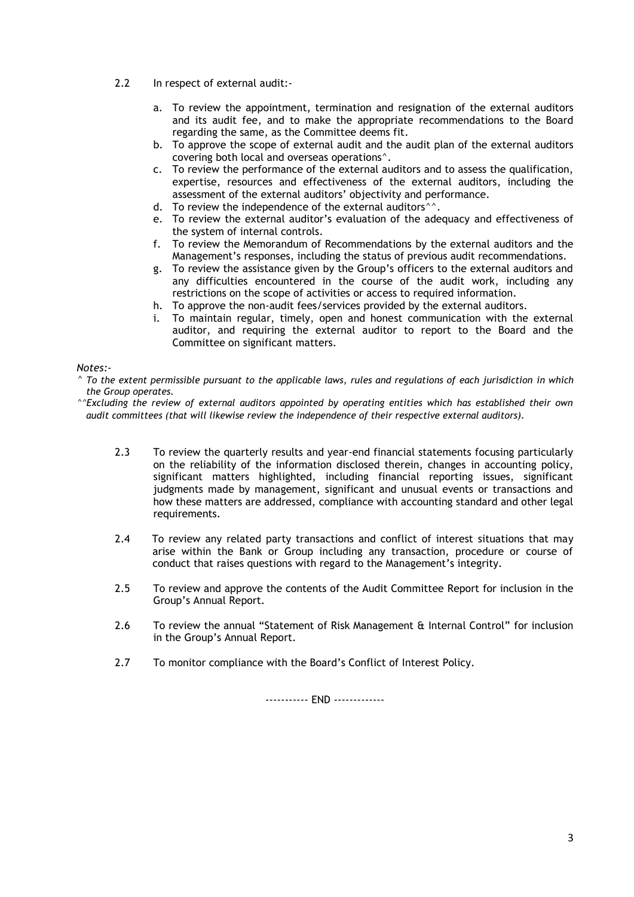2.2 In respect of external audit:-

a. To review the appointment, termination and resignation of the external auditors and its audit fee, and to make the appropriate recommendations to the Board regarding the same, as the Committee deems fit.
b. To approve the scope of external audit and the audit plan of the external auditors covering both local and overseas operations^.
c. To review the performance of the external auditors and to assess the qualification, expertise, resources and effectiveness of the external auditors, including the assessment of the external auditors' objectivity and performance.
d. To review the independence of the external auditors^^.
e. To review the external auditor's evaluation of the adequacy and effectiveness of the system of internal controls.
f. To review the Memorandum of Recommendations by the external auditors and the Management's responses, including the status of previous audit recommendations.
g. To review the assistance given by the Group's officers to the external auditors and any difficulties encountered in the course of the audit work, including any restrictions on the scope of activities or access to required information.
h. To approve the non-audit fees/services provided by the external auditors.
i. To maintain regular, timely, open and honest communication with the external auditor, and requiring the external auditor to report to the Board and the Committee on significant matters.

*Notes:-*

*^ To the extent permissible pursuant to the applicable laws, rules and regulations of each jurisdiction in which the Group operates.*

*^^Excluding the review of external auditors appointed by operating entities which has established their own audit committees (that will likewise review the independence of their respective external auditors).*

2.3 To review the quarterly results and year-end financial statements focusing particularly on the reliability of the information disclosed therein, changes in accounting policy, significant matters highlighted, including financial reporting issues, significant judgments made by management, significant and unusual events or transactions and how these matters are addressed, compliance with accounting standard and other legal requirements.

2.4 To review any related party transactions and conflict of interest situations that may arise within the Bank or Group including any transaction, procedure or course of conduct that raises questions with regard to the Management's integrity.

2.5 To review and approve the contents of the Audit Committee Report for inclusion in the Group's Annual Report.

2.6 To review the annual "Statement of Risk Management & Internal Control" for inclusion in the Group's Annual Report.

2.7 To monitor compliance with the Board's Conflict of Interest Policy.

----------- END -------------